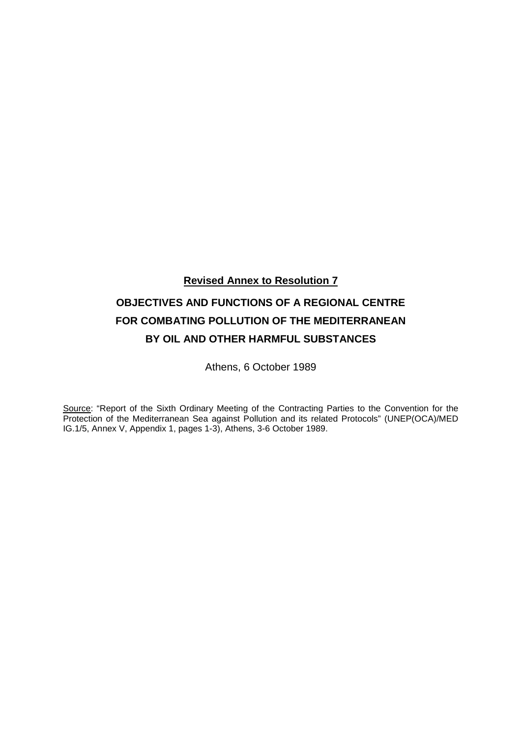**Revised Annex to Resolution 7**

# OBJECTIVES AND FUNCTIONS OF A REGIONAL CENTRE FOR COMBATING POLLUTION OF THE MEDITERRANEAN BY OIL AND OTHER HARMFUL SUBSTANCES

Athens, 6 October 1989

Source: "Report of the Sixth Ordinary Meeting of the Contracting Parties to the Convention for the Protection of the Mediterranean Sea against Pollution and its related Protocols" (UNEP(OCA)/MED IG.1/5, Annex V, Appendix 1, pages 1-3), Athens, 3-6 October 1989.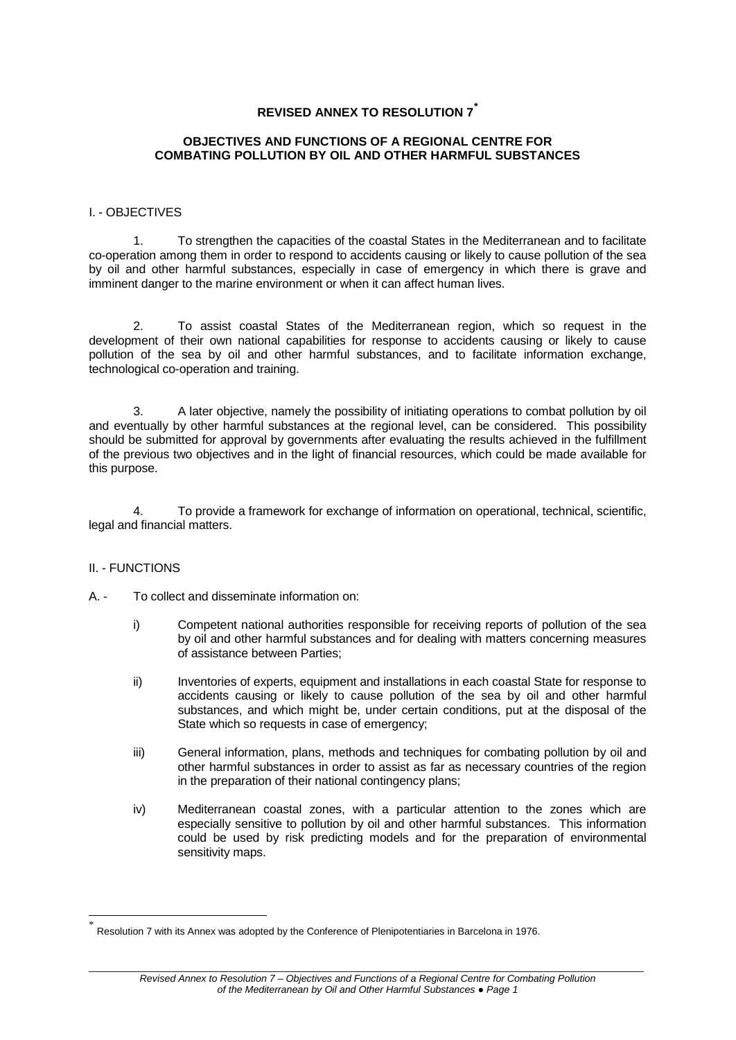# REVISED ANNEX TO RESOLUTION 7[*]

## OBJECTIVES AND FUNCTIONS OF A REGIONAL CENTRE FOR COMBATING POLLUTION BY OIL AND OTHER HARMFUL SUBSTANCES

### I. - OBJECTIVES

1. To strengthen the capacities of the coastal States in the Mediterranean and to facilitate co-operation among them in order to respond to accidents causing or likely to cause pollution of the sea by oil and other harmful substances, especially in case of emergency in which there is grave and imminent danger to the marine environment or when it can affect human lives.

2. To assist coastal States of the Mediterranean region, which so request in the development of their own national capabilities for response to accidents causing or likely to cause pollution of the sea by oil and other harmful substances, and to facilitate information exchange, technological co-operation and training.

3. A later objective, namely the possibility of initiating operations to combat pollution by oil and eventually by other harmful substances at the regional level, can be considered. This possibility should be submitted for approval by governments after evaluating the results achieved in the fulfillment of the previous two objectives and in the light of financial resources, which could be made available for this purpose.

4. To provide a framework for exchange of information on operational, technical, scientific, legal and financial matters.

### II. - FUNCTIONS

A. - To collect and disseminate information on:

i) Competent national authorities responsible for receiving reports of pollution of the sea by oil and other harmful substances and for dealing with matters concerning measures of assistance between Parties;

ii) Inventories of experts, equipment and installations in each coastal State for response to accidents causing or likely to cause pollution of the sea by oil and other harmful substances, and which might be, under certain conditions, put at the disposal of the State which so requests in case of emergency;

iii) General information, plans, methods and techniques for combating pollution by oil and other harmful substances in order to assist as far as necessary countries of the region in the preparation of their national contingency plans;

iv) Mediterranean coastal zones, with a particular attention to the zones which are especially sensitive to pollution by oil and other harmful substances. This information could be used by risk predicting models and for the preparation of environmental sensitivity maps.

---

[*] Resolution 7 with its Annex was adopted by the Conference of Plenipotentiaries in Barcelona in 1976.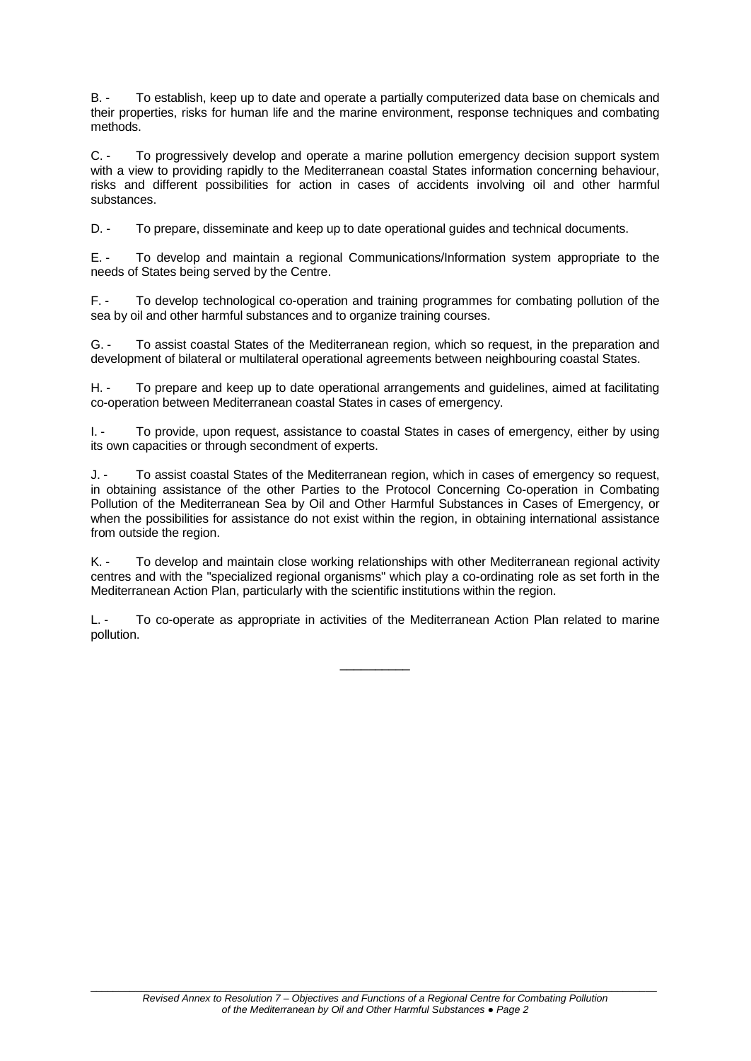B. - To establish, keep up to date and operate a partially computerized data base on chemicals and their properties, risks for human life and the marine environment, response techniques and combating methods.

C. - To progressively develop and operate a marine pollution emergency decision support system with a view to providing rapidly to the Mediterranean coastal States information concerning behaviour, risks and different possibilities for action in cases of accidents involving oil and other harmful substances.

D. - To prepare, disseminate and keep up to date operational guides and technical documents.

E. - To develop and maintain a regional Communications/Information system appropriate to the needs of States being served by the Centre.

F. - To develop technological co-operation and training programmes for combating pollution of the sea by oil and other harmful substances and to organize training courses.

G. - To assist coastal States of the Mediterranean region, which so request, in the preparation and development of bilateral or multilateral operational agreements between neighbouring coastal States.

H. - To prepare and keep up to date operational arrangements and guidelines, aimed at facilitating co-operation between Mediterranean coastal States in cases of emergency.

I. - To provide, upon request, assistance to coastal States in cases of emergency, either by using its own capacities or through secondment of experts.

J. - To assist coastal States of the Mediterranean region, which in cases of emergency so request, in obtaining assistance of the other Parties to the Protocol Concerning Co-operation in Combating Pollution of the Mediterranean Sea by Oil and Other Harmful Substances in Cases of Emergency, or when the possibilities for assistance do not exist within the region, in obtaining international assistance from outside the region.

K. - To develop and maintain close working relationships with other Mediterranean regional activity centres and with the "specialized regional organisms" which play a co-ordinating role as set forth in the Mediterranean Action Plan, particularly with the scientific institutions within the region.

L. - To co-operate as appropriate in activities of the Mediterranean Action Plan related to marine pollution.

__________